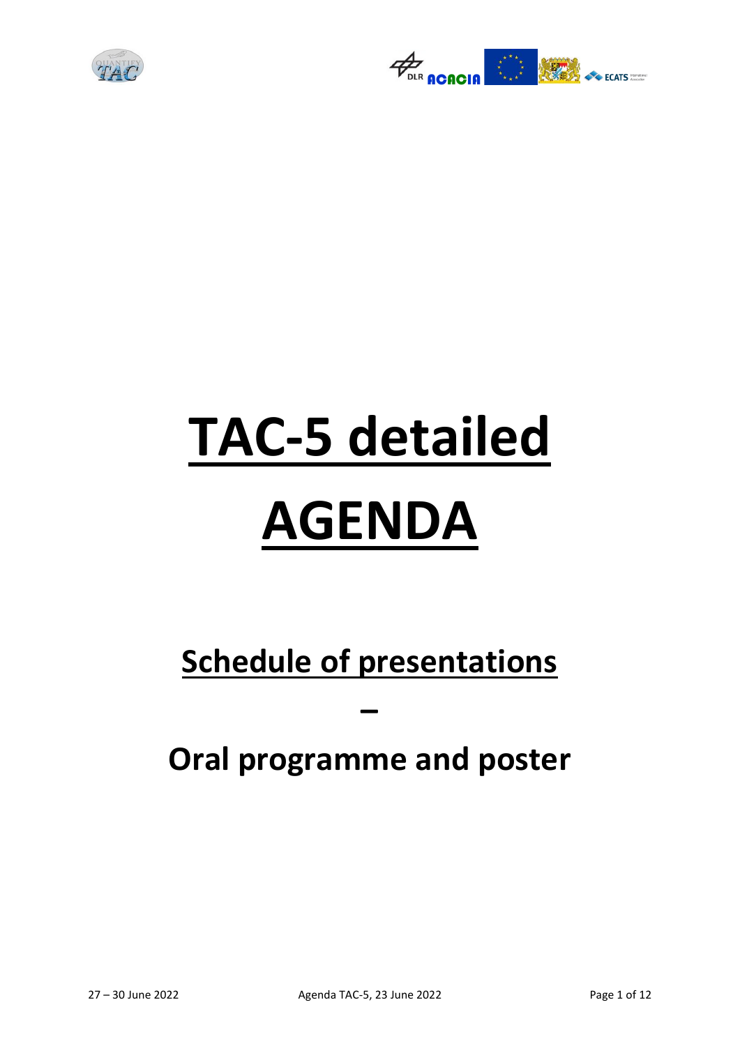# TAC-5 detailed AGENDA

## Schedule of presentations

## –

## Oral programme and poster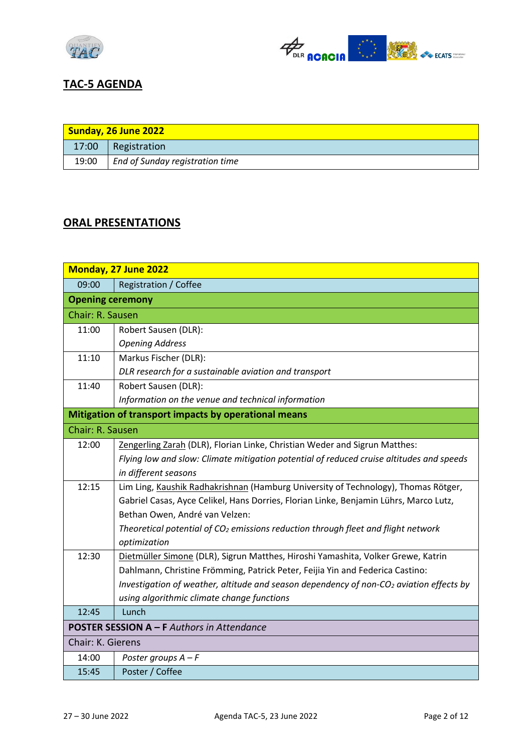## TAC-5 AGENDA

| Sunday, 26 June 2022 | |
|---|---|
| 17:00 | Registration |
| 19:00 | *End of Sunday registration time* |

## ORAL PRESENTATIONS

| Monday, 27 June 2022 | |
|---|---|
| 09:00 | Registration / Coffee |
| **Opening ceremony** | |
| Chair: R. Sausen | |
| 11:00 | Robert Sausen (DLR): *Opening Address* |
| 11:10 | Markus Fischer (DLR): *DLR research for a sustainable aviation and transport* |
| 11:40 | Robert Sausen (DLR): *Information on the venue and technical information* |
| **Mitigation of transport impacts by operational means** | |
| Chair: R. Sausen | |
| 12:00 | Zengerling Zarah (DLR), Florian Linke, Christian Weder and Sigrun Matthes: *Flying low and slow: Climate mitigation potential of reduced cruise altitudes and speeds in different seasons* |
| 12:15 | Lim Ling, Kaushik Radhakrishnan (Hamburg University of Technology), Thomas Rötger, Gabriel Casas, Ayce Celikel, Hans Dorries, Florian Linke, Benjamin Lührs, Marco Lutz, Bethan Owen, André van Velzen: *Theoretical potential of $CO_2$ emissions reduction through fleet and flight network optimization* |
| 12:30 | Dietmüller Simone (DLR), Sigrun Matthes, Hiroshi Yamashita, Volker Grewe, Katrin Dahlmann, Christine Frömming, Patrick Peter, Feijia Yin and Federica Castino: *Investigation of weather, altitude and season dependency of non-$CO_2$ aviation effects by using algorithmic climate change functions* |
| 12:45 | Lunch |
| **POSTER SESSION A – F** *Authors in Attendance* | |
| Chair: K. Gierens | |
| 14:00 | *Poster groups A – F* |
| 15:45 | Poster / Coffee |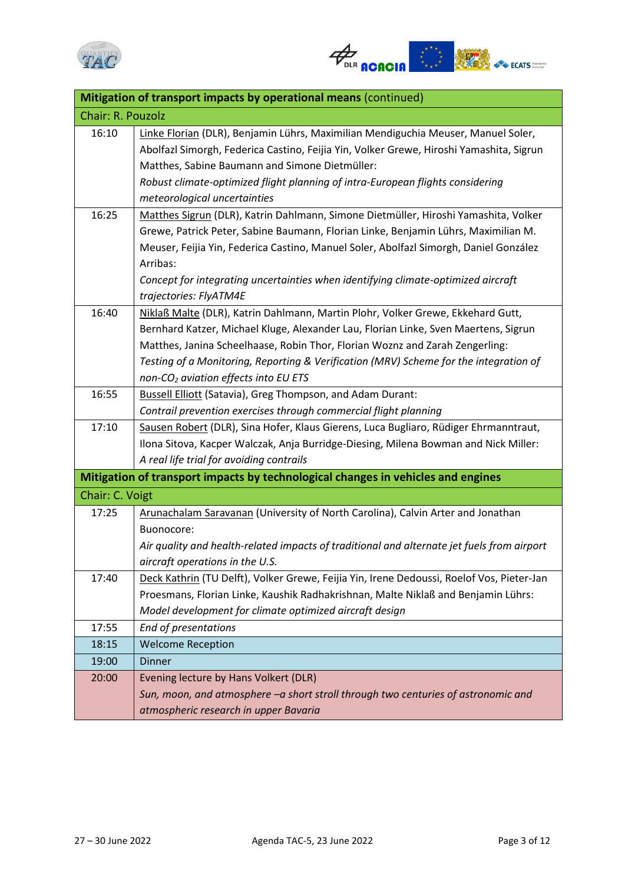| Mitigation of transport impacts by operational means (continued) | |
|---|---|
| Chair: R. Pouzolz | |
| 16:10 | Linke Florian (DLR), Benjamin Lührs, Maximilian Mendiguchia Meuser, Manuel Soler, Abolfazl Simorgh, Federica Castino, Feijia Yin, Volker Grewe, Hiroshi Yamashita, Sigrun Matthes, Sabine Baumann and Simone Dietmüller: *Robust climate-optimized flight planning of intra-European flights considering meteorological uncertainties* |
| 16:25 | Matthes Sigrun (DLR), Katrin Dahlmann, Simone Dietmüller, Hiroshi Yamashita, Volker Grewe, Patrick Peter, Sabine Baumann, Florian Linke, Benjamin Lührs, Maximilian M. Meuser, Feijia Yin, Federica Castino, Manuel Soler, Abolfazl Simorgh, Daniel González Arribas: *Concept for integrating uncertainties when identifying climate-optimized aircraft trajectories: FlyATM4E* |
| 16:40 | Niklaß Malte (DLR), Katrin Dahlmann, Martin Plohr, Volker Grewe, Ekkehard Gutt, Bernhard Katzer, Michael Kluge, Alexander Lau, Florian Linke, Sven Maertens, Sigrun Matthes, Janina Scheelhaase, Robin Thor, Florian Woznz and Zarah Zengerling: *Testing of a Monitoring, Reporting & Verification (MRV) Scheme for the integration of non-$CO_2$ aviation effects into EU ETS* |
| 16:55 | Bussell Elliott (Satavia), Greg Thompson, and Adam Durant: *Contrail prevention exercises through commercial flight planning* |
| 17:10 | Sausen Robert (DLR), Sina Hofer, Klaus Gierens, Luca Bugliaro, Rüdiger Ehrmanntraut, Ilona Sitova, Kacper Walczak, Anja Burridge-Diesing, Milena Bowman and Nick Miller: *A real life trial for avoiding contrails* |
| **Mitigation of transport impacts by technological changes in vehicles and engines** | |
| Chair: C. Voigt | |
| 17:25 | Arunachalam Saravanan (University of North Carolina), Calvin Arter and Jonathan Buonocore: *Air quality and health-related impacts of traditional and alternate jet fuels from airport aircraft operations in the U.S.* |
| 17:40 | Deck Kathrin (TU Delft), Volker Grewe, Feijia Yin, Irene Dedoussi, Roelof Vos, Pieter-Jan Proesmans, Florian Linke, Kaushik Radhakrishnan, Malte Niklaß and Benjamin Lührs: *Model development for climate optimized aircraft design* |
| 17:55 | *End of presentations* |
| 18:15 | Welcome Reception |
| 19:00 | Dinner |
| 20:00 | Evening lecture by Hans Volkert (DLR) *Sun, moon, and atmosphere –a short stroll through two centuries of astronomic and atmospheric research in upper Bavaria* |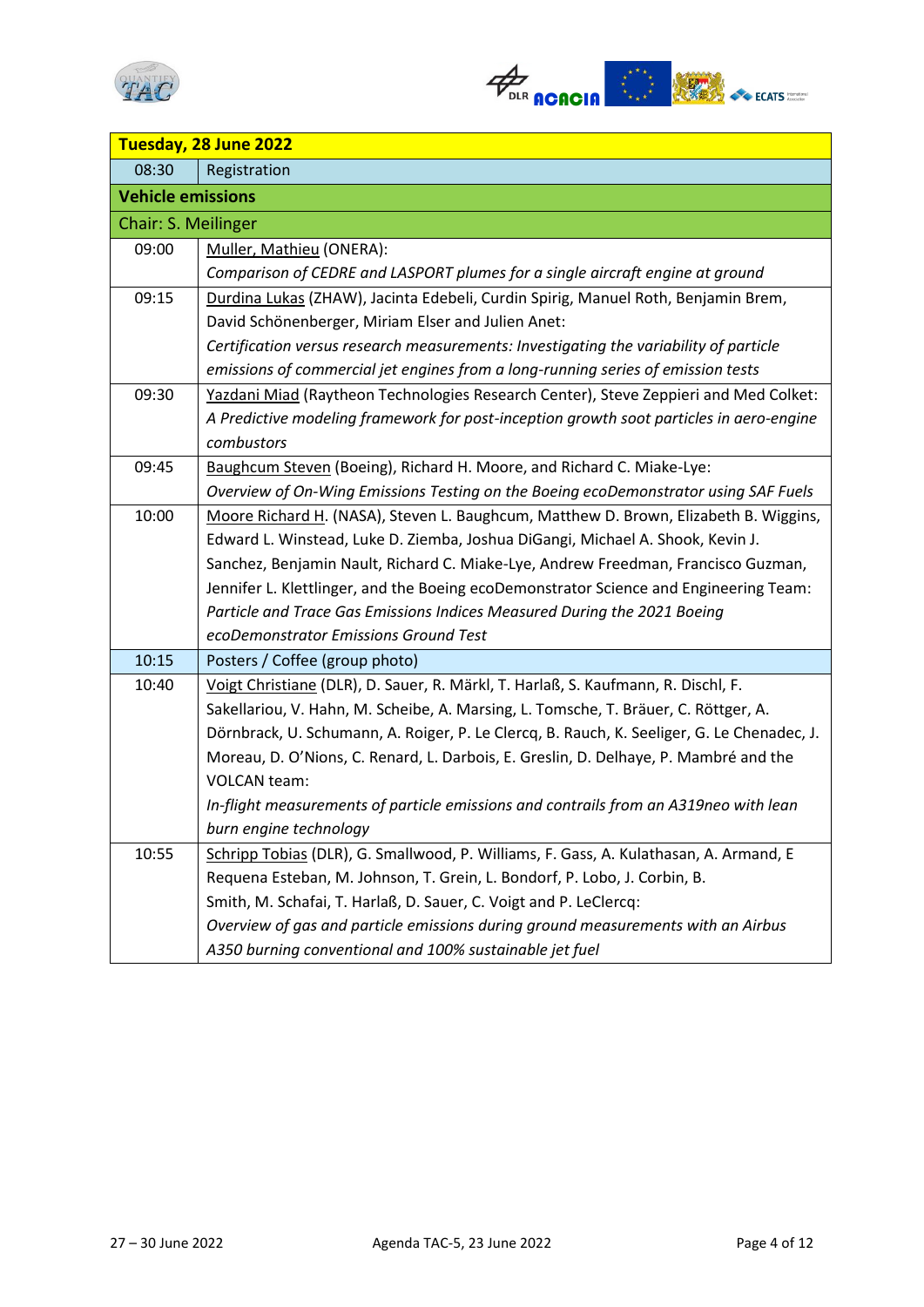| Tuesday, 28 June 2022 | |
|---|---|
| 08:30 | Registration |
| **Vehicle emissions** | |
| Chair: S. Meilinger | |
| 09:00 | Muller, Mathieu (ONERA):<br>*Comparison of CEDRE and LASPORT plumes for a single aircraft engine at ground* |
| 09:15 | Durdina Lukas (ZHAW), Jacinta Edebeli, Curdin Spirig, Manuel Roth, Benjamin Brem, David Schönenberger, Miriam Elser and Julien Anet:<br>*Certification versus research measurements: Investigating the variability of particle emissions of commercial jet engines from a long-running series of emission tests* |
| 09:30 | Yazdani Miad (Raytheon Technologies Research Center), Steve Zeppieri and Med Colket:<br>*A Predictive modeling framework for post-inception growth soot particles in aero-engine combustors* |
| 09:45 | Baughcum Steven (Boeing), Richard H. Moore, and Richard C. Miake-Lye:<br>*Overview of On-Wing Emissions Testing on the Boeing ecoDemonstrator using SAF Fuels* |
| 10:00 | Moore Richard H. (NASA), Steven L. Baughcum, Matthew D. Brown, Elizabeth B. Wiggins, Edward L. Winstead, Luke D. Ziemba, Joshua DiGangi, Michael A. Shook, Kevin J. Sanchez, Benjamin Nault, Richard C. Miake-Lye, Andrew Freedman, Francisco Guzman, Jennifer L. Klettlinger, and the Boeing ecoDemonstrator Science and Engineering Team:<br>*Particle and Trace Gas Emissions Indices Measured During the 2021 Boeing ecoDemonstrator Emissions Ground Test* |
| 10:15 | Posters / Coffee (group photo) |
| 10:40 | Voigt Christiane (DLR), D. Sauer, R. Märkl, T. Harlaß, S. Kaufmann, R. Dischl, F. Sakellariou, V. Hahn, M. Scheibe, A. Marsing, L. Tomsche, T. Bräuer, C. Röttger, A. Dörnbrack, U. Schumann, A. Roiger, P. Le Clercq, B. Rauch, K. Seeliger, G. Le Chenadec, J. Moreau, D. O'Nions, C. Renard, L. Darbois, E. Greslin, D. Delhaye, P. Mambré and the VOLCAN team:<br>*In-flight measurements of particle emissions and contrails from an A319neo with lean burn engine technology* |
| 10:55 | Schripp Tobias (DLR), G. Smallwood, P. Williams, F. Gass, A. Kulathasan, A. Armand, E Requena Esteban, M. Johnson, T. Grein, L. Bondorf, P. Lobo, J. Corbin, B. Smith, M. Schafai, T. Harlaß, D. Sauer, C. Voigt and P. LeClercq:<br>*Overview of gas and particle emissions during ground measurements with an Airbus A350 burning conventional and 100% sustainable jet fuel* |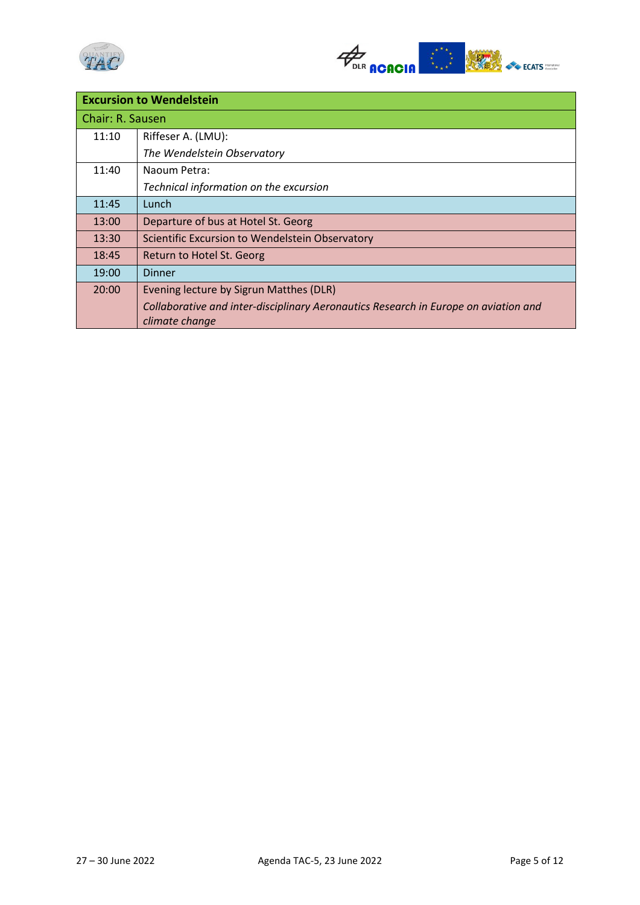| **Excursion to Wendelstein** | |
|---|---|
| Chair: R. Sausen | |
| 11:10 | Riffeser A. (LMU):<br>*The Wendelstein Observatory* |
| 11:40 | Naoum Petra:<br>*Technical information on the excursion* |
| 11:45 | Lunch |
| 13:00 | Departure of bus at Hotel St. Georg |
| 13:30 | Scientific Excursion to Wendelstein Observatory |
| 18:45 | Return to Hotel St. Georg |
| 19:00 | Dinner |
| 20:00 | Evening lecture by Sigrun Matthes (DLR)<br>*Collaborative and inter-disciplinary Aeronautics Research in Europe on aviation and climate change* |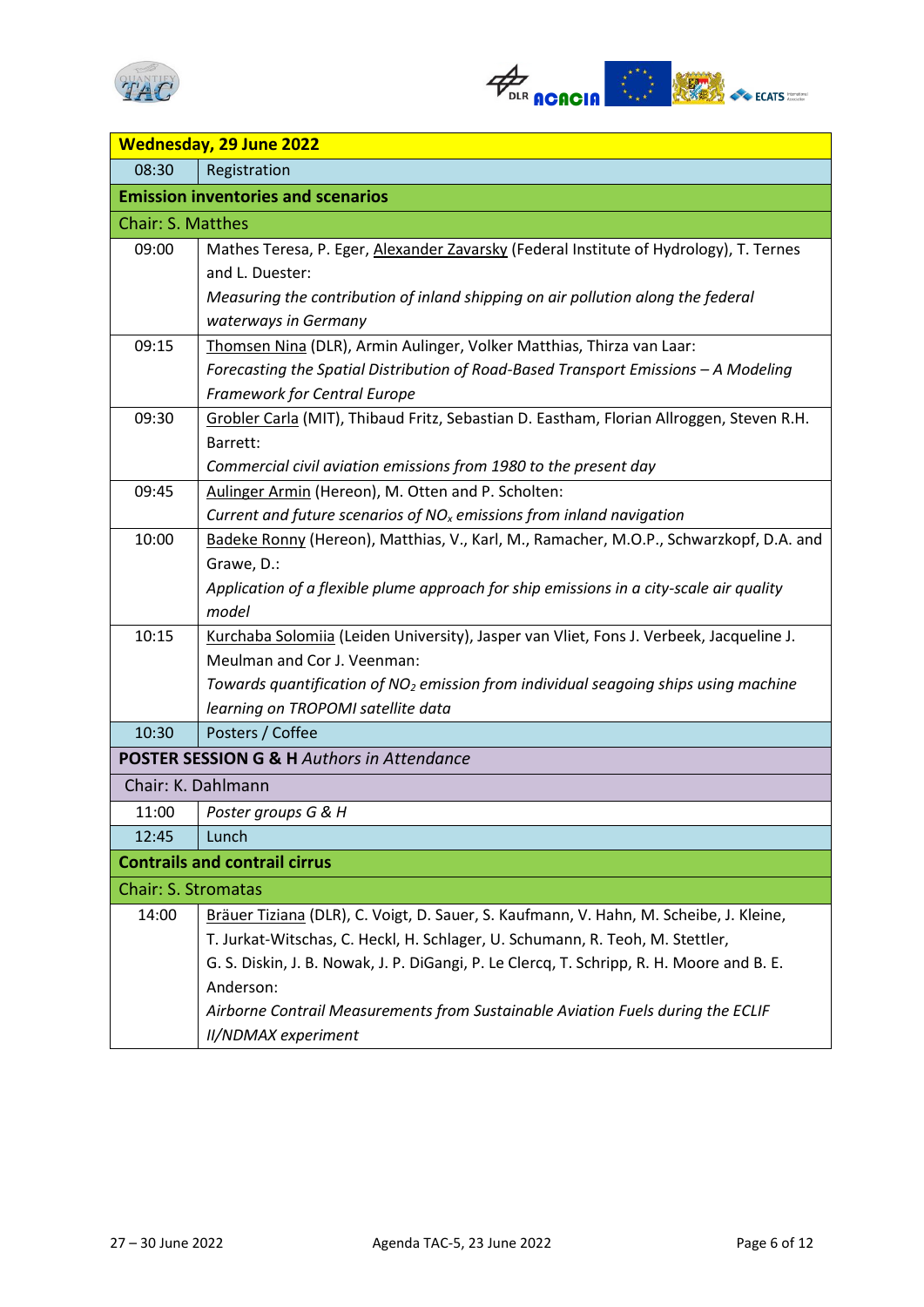| Wednesday, 29 June 2022 | |
|---|---|
| 08:30 | Registration |
| **Emission inventories and scenarios** | |
| Chair: S. Matthes | |
| 09:00 | Mathes Teresa, P. Eger, Alexander Zavarsky (Federal Institute of Hydrology), T. Ternes and L. Duester: *Measuring the contribution of inland shipping on air pollution along the federal waterways in Germany* |
| 09:15 | Thomsen Nina (DLR), Armin Aulinger, Volker Matthias, Thirza van Laar: *Forecasting the Spatial Distribution of Road-Based Transport Emissions – A Modeling Framework for Central Europe* |
| 09:30 | Grobler Carla (MIT), Thibaud Fritz, Sebastian D. Eastham, Florian Allroggen, Steven R.H. Barrett: *Commercial civil aviation emissions from 1980 to the present day* |
| 09:45 | Aulinger Armin (Hereon), M. Otten and P. Scholten: *Current and future scenarios of $NO_x$ emissions from inland navigation* |
| 10:00 | Badeke Ronny (Hereon), Matthias, V., Karl, M., Ramacher, M.O.P., Schwarzkopf, D.A. and Grawe, D.: *Application of a flexible plume approach for ship emissions in a city-scale air quality model* |
| 10:15 | Kurchaba Solomiia (Leiden University), Jasper van Vliet, Fons J. Verbeek, Jacqueline J. Meulman and Cor J. Veenman: *Towards quantification of $NO_2$ emission from individual seagoing ships using machine learning on TROPOMI satellite data* |
| 10:30 | Posters / Coffee |
| **POSTER SESSION G & H** *Authors in Attendance* | |
| Chair: K. Dahlmann | |
| 11:00 | *Poster groups G & H* |
| 12:45 | Lunch |
| **Contrails and contrail cirrus** | |
| Chair: S. Stromatas | |
| 14:00 | Bräuer Tiziana (DLR), C. Voigt, D. Sauer, S. Kaufmann, V. Hahn, M. Scheibe, J. Kleine, T. Jurkat-Witschas, C. Heckl, H. Schlager, U. Schumann, R. Teoh, M. Stettler, G. S. Diskin, J. B. Nowak, J. P. DiGangi, P. Le Clercq, T. Schripp, R. H. Moore and B. E. Anderson: *Airborne Contrail Measurements from Sustainable Aviation Fuels during the ECLIF II/NDMAX experiment* |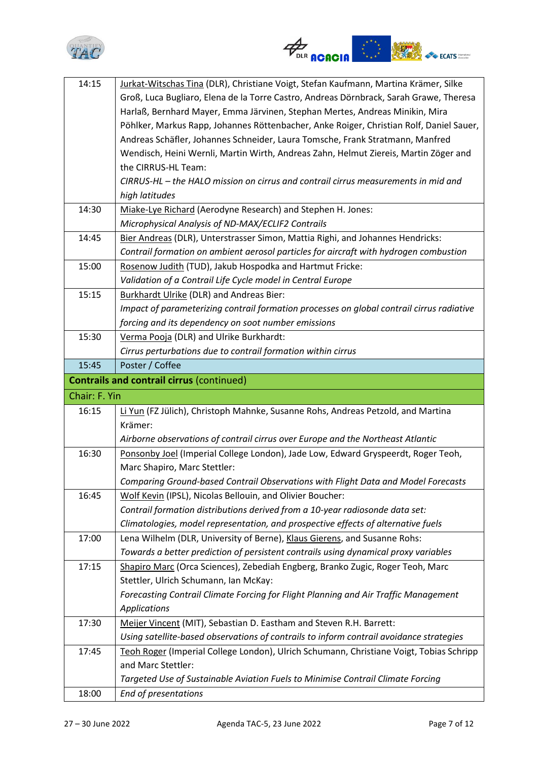| | |
|---|---|
| 14:15 | Jurkat-Witschas Tina (DLR), Christiane Voigt, Stefan Kaufmann, Martina Krämer, Silke Groß, Luca Bugliaro, Elena de la Torre Castro, Andreas Dörnbrack, Sarah Grawe, Theresa Harlaß, Bernhard Mayer, Emma Järvinen, Stephan Mertes, Andreas Minikin, Mira Pöhlker, Markus Rapp, Johannes Röttenbacher, Anke Roiger, Christian Rolf, Daniel Sauer, Andreas Schäfler, Johannes Schneider, Laura Tomsche, Frank Stratmann, Manfred Wendisch, Heini Wernli, Martin Wirth, Andreas Zahn, Helmut Ziereis, Martin Zöger and the CIRRUS-HL Team: *CIRRUS-HL – the HALO mission on cirrus and contrail cirrus measurements in mid and high latitudes* |
| 14:30 | Miake-Lye Richard (Aerodyne Research) and Stephen H. Jones: *Microphysical Analysis of ND-MAX/ECLIF2 Contrails* |
| 14:45 | Bier Andreas (DLR), Unterstrasser Simon, Mattia Righi, and Johannes Hendricks: *Contrail formation on ambient aerosol particles for aircraft with hydrogen combustion* |
| 15:00 | Rosenow Judith (TUD), Jakub Hospodka and Hartmut Fricke: *Validation of a Contrail Life Cycle model in Central Europe* |
| 15:15 | Burkhardt Ulrike (DLR) and Andreas Bier: *Impact of parameterizing contrail formation processes on global contrail cirrus radiative forcing and its dependency on soot number emissions* |
| 15:30 | Verma Pooja (DLR) and Ulrike Burkhardt: *Cirrus perturbations due to contrail formation within cirrus* |
| 15:45 | Poster / Coffee |
| **Contrails and contrail cirrus** (continued) | |
| Chair: F. Yin | |
| 16:15 | Li Yun (FZ Jülich), Christoph Mahnke, Susanne Rohs, Andreas Petzold, and Martina Krämer: *Airborne observations of contrail cirrus over Europe and the Northeast Atlantic* |
| 16:30 | Ponsonby Joel (Imperial College London), Jade Low, Edward Gryspeerdt, Roger Teoh, Marc Shapiro, Marc Stettler: *Comparing Ground-based Contrail Observations with Flight Data and Model Forecasts* |
| 16:45 | Wolf Kevin (IPSL), Nicolas Bellouin, and Olivier Boucher: *Contrail formation distributions derived from a 10-year radiosonde data set: Climatologies, model representation, and prospective effects of alternative fuels* |
| 17:00 | Lena Wilhelm (DLR, University of Berne), Klaus Gierens, and Susanne Rohs: *Towards a better prediction of persistent contrails using dynamical proxy variables* |
| 17:15 | Shapiro Marc (Orca Sciences), Zebediah Engberg, Branko Zugic, Roger Teoh, Marc Stettler, Ulrich Schumann, Ian McKay: *Forecasting Contrail Climate Forcing for Flight Planning and Air Traffic Management Applications* |
| 17:30 | Meijer Vincent (MIT), Sebastian D. Eastham and Steven R.H. Barrett: *Using satellite-based observations of contrails to inform contrail avoidance strategies* |
| 17:45 | Teoh Roger (Imperial College London), Ulrich Schumann, Christiane Voigt, Tobias Schripp and Marc Stettler: *Targeted Use of Sustainable Aviation Fuels to Minimise Contrail Climate Forcing* |
| 18:00 | *End of presentations* |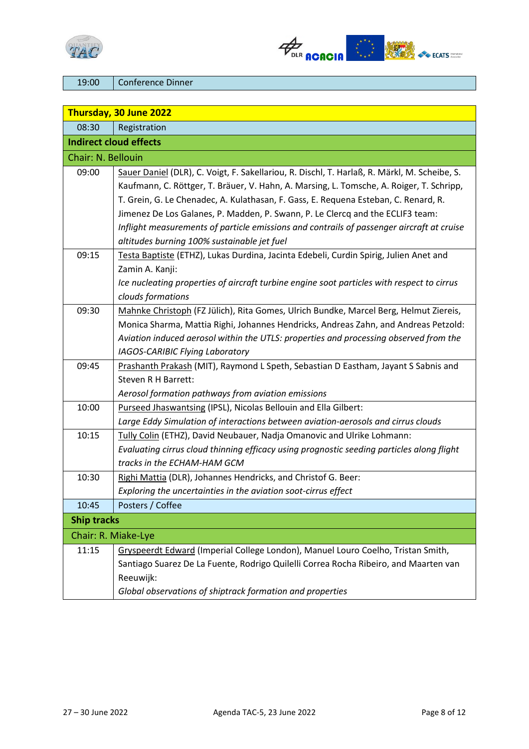| 19:00 | Conference Dinner |
|---|---|

| **Thursday, 30 June 2022** | |
|---|---|
| 08:30 | Registration |
| **Indirect cloud effects** | |
| Chair: N. Bellouin | |
| 09:00 | Sauer Daniel (DLR), C. Voigt, F. Sakellariou, R. Dischl, T. Harlaß, R. Märkl, M. Scheibe, S. Kaufmann, C. Röttger, T. Bräuer, V. Hahn, A. Marsing, L. Tomsche, A. Roiger, T. Schripp, T. Grein, G. Le Chenadec, A. Kulathasan, F. Gass, E. Requena Esteban, C. Renard, R. Jimenez De Los Galanes, P. Madden, P. Swann, P. Le Clercq and the ECLIF3 team: *Inflight measurements of particle emissions and contrails of passenger aircraft at cruise altitudes burning 100% sustainable jet fuel* |
| 09:15 | Testa Baptiste (ETHZ), Lukas Durdina, Jacinta Edebeli, Curdin Spirig, Julien Anet and Zamin A. Kanji: *Ice nucleating properties of aircraft turbine engine soot particles with respect to cirrus clouds formations* |
| 09:30 | Mahnke Christoph (FZ Jülich), Rita Gomes, Ulrich Bundke, Marcel Berg, Helmut Ziereis, Monica Sharma, Mattia Righi, Johannes Hendricks, Andreas Zahn, and Andreas Petzold: *Aviation induced aerosol within the UTLS: properties and processing observed from the IAGOS-CARIBIC Flying Laboratory* |
| 09:45 | Prashanth Prakash (MIT), Raymond L Speth, Sebastian D Eastham, Jayant S Sabnis and Steven R H Barrett: *Aerosol formation pathways from aviation emissions* |
| 10:00 | Purseed Jhaswantsing (IPSL), Nicolas Bellouin and Ella Gilbert: *Large Eddy Simulation of interactions between aviation-aerosols and cirrus clouds* |
| 10:15 | Tully Colin (ETHZ), David Neubauer, Nadja Omanovic and Ulrike Lohmann: *Evaluating cirrus cloud thinning efficacy using prognostic seeding particles along flight tracks in the ECHAM-HAM GCM* |
| 10:30 | Righi Mattia (DLR), Johannes Hendricks, and Christof G. Beer: *Exploring the uncertainties in the aviation soot-cirrus effect* |
| 10:45 | Posters / Coffee |
| **Ship tracks** | |
| Chair: R. Miake-Lye | |
| 11:15 | Gryspeerdt Edward (Imperial College London), Manuel Louro Coelho, Tristan Smith, Santiago Suarez De La Fuente, Rodrigo Quilelli Correa Rocha Ribeiro, and Maarten van Reeuwijk: *Global observations of shiptrack formation and properties* |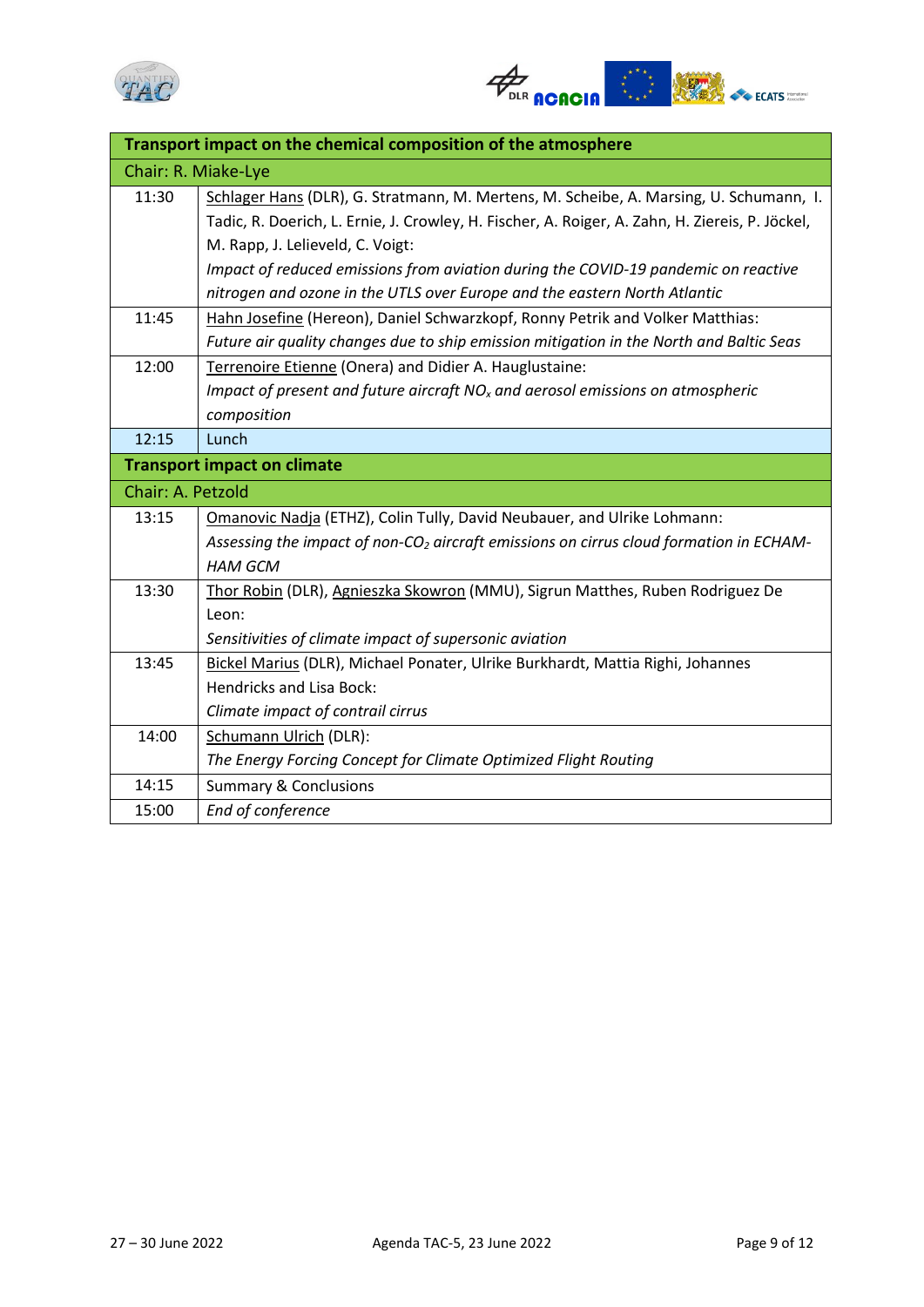| Transport impact on the chemical composition of the atmosphere | |
|---|---|
| Chair: R. Miake-Lye | |
| 11:30 | Schlager Hans (DLR), G. Stratmann, M. Mertens, M. Scheibe, A. Marsing, U. Schumann, I. Tadic, R. Doerich, L. Ernie, J. Crowley, H. Fischer, A. Roiger, A. Zahn, H. Ziereis, P. Jöckel, M. Rapp, J. Lelieveld, C. Voigt: *Impact of reduced emissions from aviation during the COVID-19 pandemic on reactive nitrogen and ozone in the UTLS over Europe and the eastern North Atlantic* |
| 11:45 | Hahn Josefine (Hereon), Daniel Schwarzkopf, Ronny Petrik and Volker Matthias: *Future air quality changes due to ship emission mitigation in the North and Baltic Seas* |
| 12:00 | Terrenoire Etienne (Onera) and Didier A. Hauglustaine: *Impact of present and future aircraft $NO_x$ and aerosol emissions on atmospheric composition* |
| 12:15 | Lunch |
| **Transport impact on climate** | |
| Chair: A. Petzold | |
| 13:15 | Omanovic Nadja (ETHZ), Colin Tully, David Neubauer, and Ulrike Lohmann: *Assessing the impact of non-$CO_2$ aircraft emissions on cirrus cloud formation in ECHAM-HAM GCM* |
| 13:30 | Thor Robin (DLR), Agnieszka Skowron (MMU), Sigrun Matthes, Ruben Rodriguez De Leon: *Sensitivities of climate impact of supersonic aviation* |
| 13:45 | Bickel Marius (DLR), Michael Ponater, Ulrike Burkhardt, Mattia Righi, Johannes Hendricks and Lisa Bock: *Climate impact of contrail cirrus* |
| 14:00 | Schumann Ulrich (DLR): *The Energy Forcing Concept for Climate Optimized Flight Routing* |
| 14:15 | Summary & Conclusions |
| 15:00 | *End of conference* |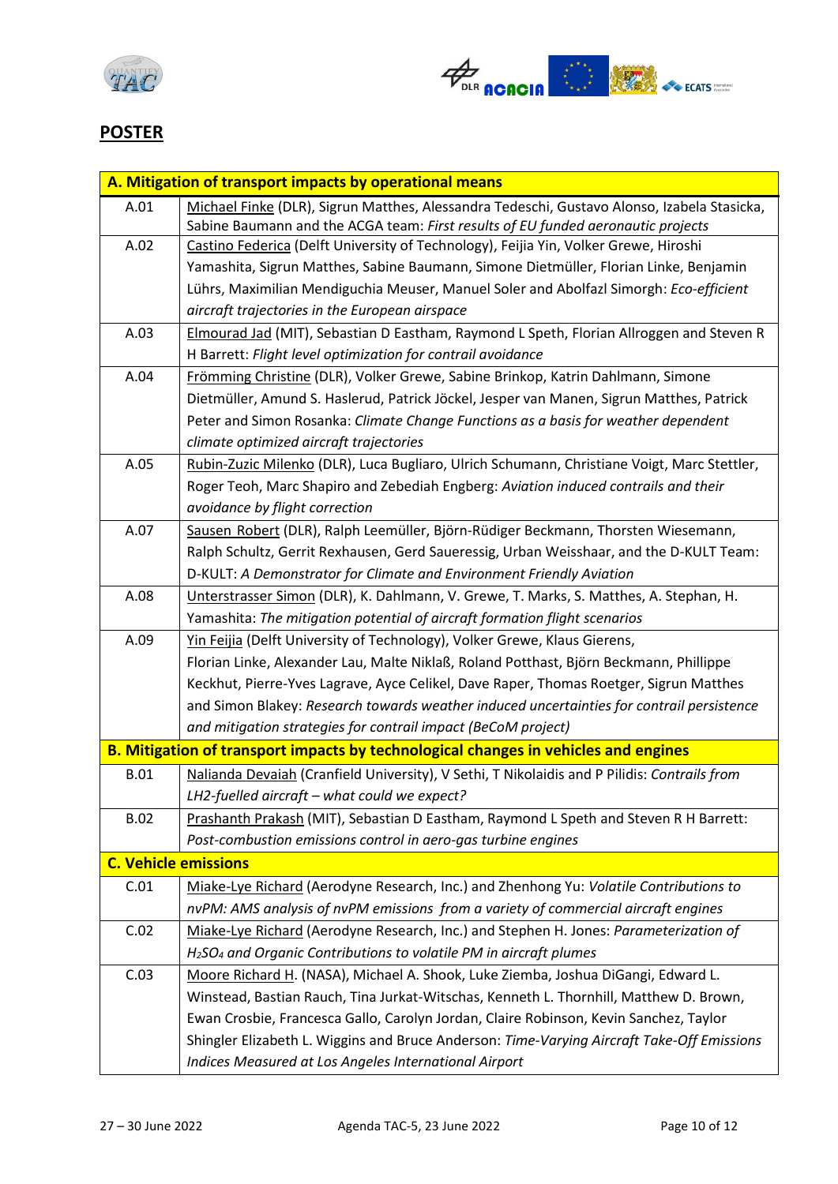## POSTER

| A. Mitigation of transport impacts by operational means | |
|---|---|
| A.01 | Michael Finke (DLR), Sigrun Matthes, Alessandra Tedeschi, Gustavo Alonso, Izabela Stasicka, Sabine Baumann and the ACGA team: *First results of EU funded aeronautic projects* |
| A.02 | Castino Federica (Delft University of Technology), Feijia Yin, Volker Grewe, Hiroshi Yamashita, Sigrun Matthes, Sabine Baumann, Simone Dietmüller, Florian Linke, Benjamin Lührs, Maximilian Mendiguchia Meuser, Manuel Soler and Abolfazl Simorgh: *Eco-efficient aircraft trajectories in the European airspace* |
| A.03 | Elmourad Jad (MIT), Sebastian D Eastham, Raymond L Speth, Florian Allroggen and Steven R H Barrett: *Flight level optimization for contrail avoidance* |
| A.04 | Frömming Christine (DLR), Volker Grewe, Sabine Brinkop, Katrin Dahlmann, Simone Dietmüller, Amund S. Haslerud, Patrick Jöckel, Jesper van Manen, Sigrun Matthes, Patrick Peter and Simon Rosanka: *Climate Change Functions as a basis for weather dependent climate optimized aircraft trajectories* |
| A.05 | Rubin-Zuzic Milenko (DLR), Luca Bugliaro, Ulrich Schumann, Christiane Voigt, Marc Stettler, Roger Teoh, Marc Shapiro and Zebediah Engberg: *Aviation induced contrails and their avoidance by flight correction* |
| A.07 | Sausen Robert (DLR), Ralph Leemüller, Björn-Rüdiger Beckmann, Thorsten Wiesemann, Ralph Schultz, Gerrit Rexhausen, Gerd Saueressig, Urban Weisshaar, and the D-KULT Team: D-KULT: *A Demonstrator for Climate and Environment Friendly Aviation* |
| A.08 | Unterstrasser Simon (DLR), K. Dahlmann, V. Grewe, T. Marks, S. Matthes, A. Stephan, H. Yamashita: *The mitigation potential of aircraft formation flight scenarios* |
| A.09 | Yin Feijia (Delft University of Technology), Volker Grewe, Klaus Gierens, Florian Linke, Alexander Lau, Malte Niklaß, Roland Potthast, Björn Beckmann, Phillippe Keckhut, Pierre-Yves Lagrave, Ayce Celikel, Dave Raper, Thomas Roetger, Sigrun Matthes and Simon Blakey: *Research towards weather induced uncertainties for contrail persistence and mitigation strategies for contrail impact (BeCoM project)* |
| **B. Mitigation of transport impacts by technological changes in vehicles and engines** | |
| B.01 | Nalianda Devaiah (Cranfield University), V Sethi, T Nikolaidis and P Pilidis: *Contrails from LH2-fuelled aircraft – what could we expect?* |
| B.02 | Prashanth Prakash (MIT), Sebastian D Eastham, Raymond L Speth and Steven R H Barrett: *Post-combustion emissions control in aero-gas turbine engines* |
| **C. Vehicle emissions** | |
| C.01 | Miake-Lye Richard (Aerodyne Research, Inc.) and Zhenhong Yu: *Volatile Contributions to nvPM: AMS analysis of nvPM emissions from a variety of commercial aircraft engines* |
| C.02 | Miake-Lye Richard (Aerodyne Research, Inc.) and Stephen H. Jones: *Parameterization of $H_2SO_4$ and Organic Contributions to volatile PM in aircraft plumes* |
| C.03 | Moore Richard H. (NASA), Michael A. Shook, Luke Ziemba, Joshua DiGangi, Edward L. Winstead, Bastian Rauch, Tina Jurkat-Witschas, Kenneth L. Thornhill, Matthew D. Brown, Ewan Crosbie, Francesca Gallo, Carolyn Jordan, Claire Robinson, Kevin Sanchez, Taylor Shingler Elizabeth L. Wiggins and Bruce Anderson: *Time-Varying Aircraft Take-Off Emissions Indices Measured at Los Angeles International Airport* |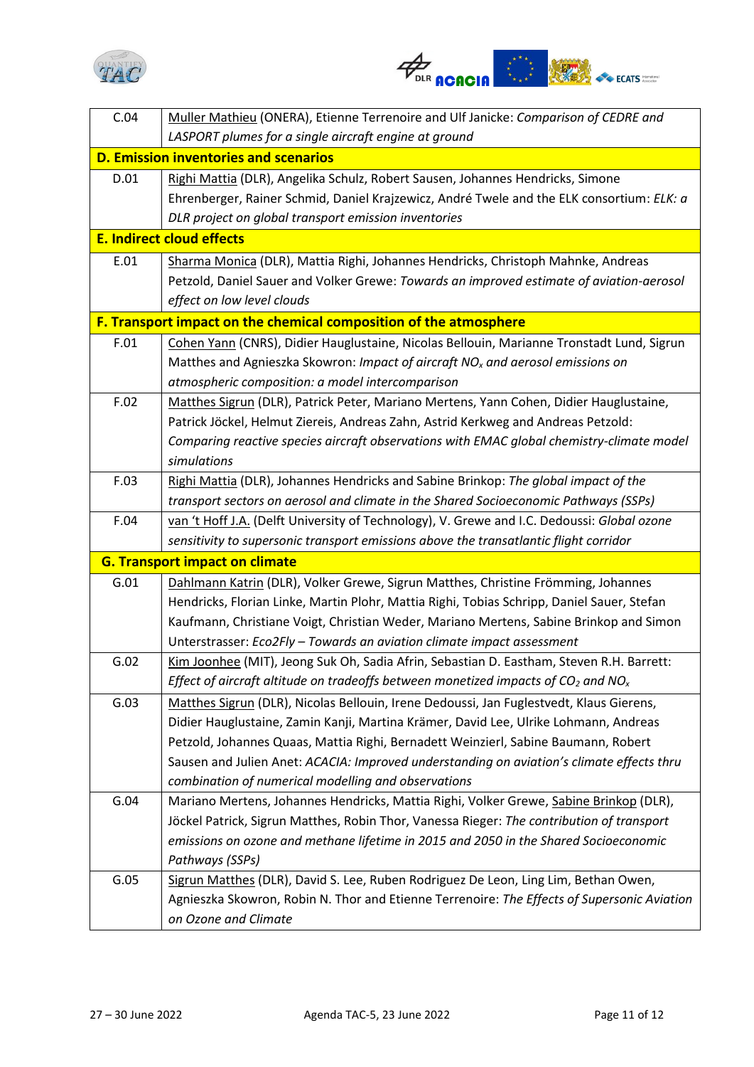| | |
|---|---|
| C.04 | Muller Mathieu (ONERA), Etienne Terrenoire and Ulf Janicke: *Comparison of CEDRE and LASPORT plumes for a single aircraft engine at ground* |
| **D. Emission inventories and scenarios** | |
| D.01 | Righi Mattia (DLR), Angelika Schulz, Robert Sausen, Johannes Hendricks, Simone Ehrenberger, Rainer Schmid, Daniel Krajzewicz, André Twele and the ELK consortium: *ELK: a DLR project on global transport emission inventories* |
| **E. Indirect cloud effects** | |
| E.01 | Sharma Monica (DLR), Mattia Righi, Johannes Hendricks, Christoph Mahnke, Andreas Petzold, Daniel Sauer and Volker Grewe: *Towards an improved estimate of aviation-aerosol effect on low level clouds* |
| **F. Transport impact on the chemical composition of the atmosphere** | |
| F.01 | Cohen Yann (CNRS), Didier Hauglustaine, Nicolas Bellouin, Marianne Tronstadt Lund, Sigrun Matthes and Agnieszka Skowron: *Impact of aircraft $NO_x$ and aerosol emissions on atmospheric composition: a model intercomparison* |
| F.02 | Matthes Sigrun (DLR), Patrick Peter, Mariano Mertens, Yann Cohen, Didier Hauglustaine, Patrick Jöckel, Helmut Ziereis, Andreas Zahn, Astrid Kerkweg and Andreas Petzold: *Comparing reactive species aircraft observations with EMAC global chemistry-climate model simulations* |
| F.03 | Righi Mattia (DLR), Johannes Hendricks and Sabine Brinkop: *The global impact of the transport sectors on aerosol and climate in the Shared Socioeconomic Pathways (SSPs)* |
| F.04 | van 't Hoff J.A. (Delft University of Technology), V. Grewe and I.C. Dedoussi: *Global ozone sensitivity to supersonic transport emissions above the transatlantic flight corridor* |
| **G. Transport impact on climate** | |
| G.01 | Dahlmann Katrin (DLR), Volker Grewe, Sigrun Matthes, Christine Frömming, Johannes Hendricks, Florian Linke, Martin Plohr, Mattia Righi, Tobias Schripp, Daniel Sauer, Stefan Kaufmann, Christiane Voigt, Christian Weder, Mariano Mertens, Sabine Brinkop and Simon Unterstrasser: *Eco2Fly – Towards an aviation climate impact assessment* |
| G.02 | Kim Joonhee (MIT), Jeong Suk Oh, Sadia Afrin, Sebastian D. Eastham, Steven R.H. Barrett: *Effect of aircraft altitude on tradeoffs between monetized impacts of $CO_2$ and $NO_x$* |
| G.03 | Matthes Sigrun (DLR), Nicolas Bellouin, Irene Dedoussi, Jan Fuglestvedt, Klaus Gierens, Didier Hauglustaine, Zamin Kanji, Martina Krämer, David Lee, Ulrike Lohmann, Andreas Petzold, Johannes Quaas, Mattia Righi, Bernadett Weinzierl, Sabine Baumann, Robert Sausen and Julien Anet: *ACACIA: Improved understanding on aviation's climate effects thru combination of numerical modelling and observations* |
| G.04 | Mariano Mertens, Johannes Hendricks, Mattia Righi, Volker Grewe, Sabine Brinkop (DLR), Jöckel Patrick, Sigrun Matthes, Robin Thor, Vanessa Rieger: *The contribution of transport emissions on ozone and methane lifetime in 2015 and 2050 in the Shared Socioeconomic Pathways (SSPs)* |
| G.05 | Sigrun Matthes (DLR), David S. Lee, Ruben Rodriguez De Leon, Ling Lim, Bethan Owen, Agnieszka Skowron, Robin N. Thor and Etienne Terrenoire: *The Effects of Supersonic Aviation on Ozone and Climate* |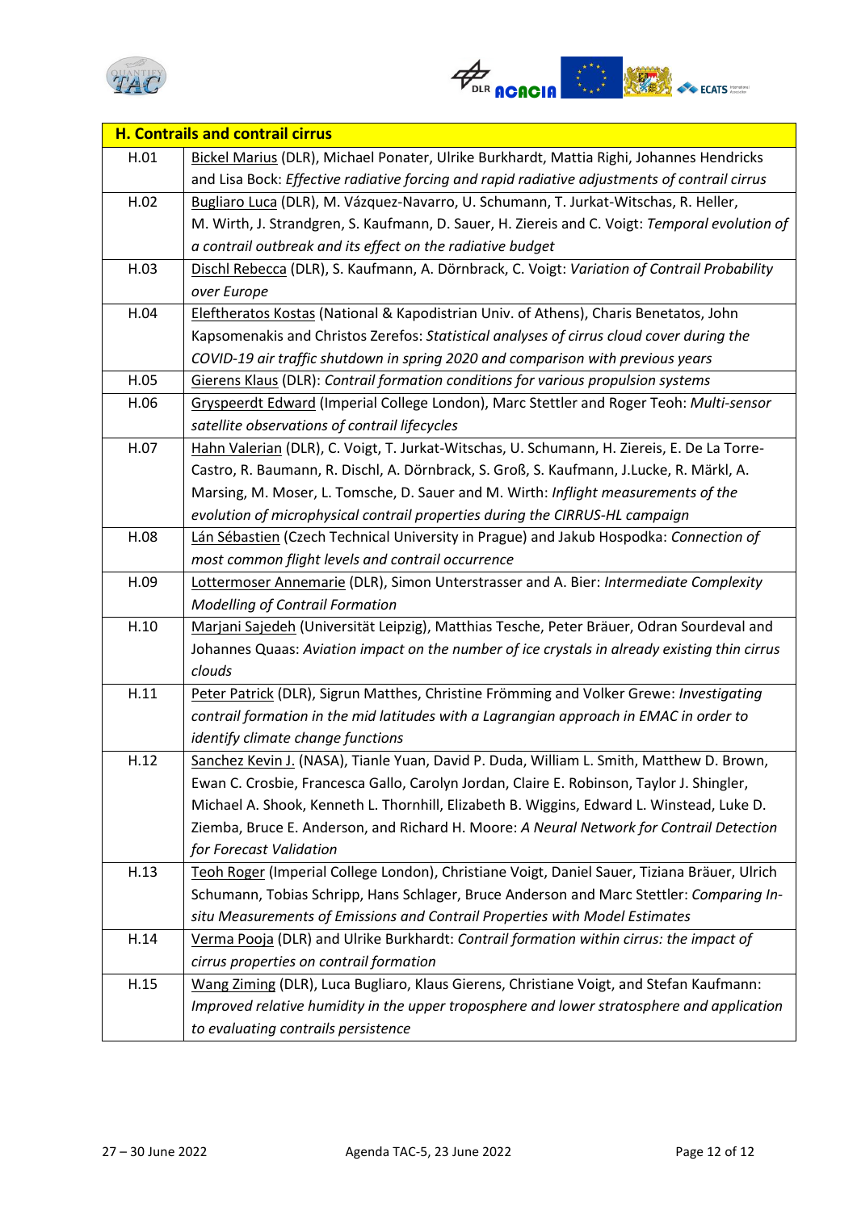| H. Contrails and contrail cirrus | |
|---|---|
| H.01 | Bickel Marius (DLR), Michael Ponater, Ulrike Burkhardt, Mattia Righi, Johannes Hendricks and Lisa Bock: *Effective radiative forcing and rapid radiative adjustments of contrail cirrus* |
| H.02 | Bugliaro Luca (DLR), M. Vázquez-Navarro, U. Schumann, T. Jurkat-Witschas, R. Heller, M. Wirth, J. Strandgren, S. Kaufmann, D. Sauer, H. Ziereis and C. Voigt: *Temporal evolution of a contrail outbreak and its effect on the radiative budget* |
| H.03 | Dischl Rebecca (DLR), S. Kaufmann, A. Dörnbrack, C. Voigt: *Variation of Contrail Probability over Europe* |
| H.04 | Eleftheratos Kostas (National & Kapodistrian Univ. of Athens), Charis Benetatos, John Kapsomenakis and Christos Zerefos: *Statistical analyses of cirrus cloud cover during the COVID-19 air traffic shutdown in spring 2020 and comparison with previous years* |
| H.05 | Gierens Klaus (DLR): *Contrail formation conditions for various propulsion systems* |
| H.06 | Gryspeerdt Edward (Imperial College London), Marc Stettler and Roger Teoh: *Multi-sensor satellite observations of contrail lifecycles* |
| H.07 | Hahn Valerian (DLR), C. Voigt, T. Jurkat-Witschas, U. Schumann, H. Ziereis, E. De La Torre-Castro, R. Baumann, R. Dischl, A. Dörnbrack, S. Groß, S. Kaufmann, J.Lucke, R. Märkl, A. Marsing, M. Moser, L. Tomsche, D. Sauer and M. Wirth: *Inflight measurements of the evolution of microphysical contrail properties during the CIRRUS-HL campaign* |
| H.08 | Lán Sébastien (Czech Technical University in Prague) and Jakub Hospodka: *Connection of most common flight levels and contrail occurrence* |
| H.09 | Lottermoser Annemarie (DLR), Simon Unterstrasser and A. Bier: *Intermediate Complexity Modelling of Contrail Formation* |
| H.10 | Marjani Sajedeh (Universität Leipzig), Matthias Tesche, Peter Bräuer, Odran Sourdeval and Johannes Quaas: *Aviation impact on the number of ice crystals in already existing thin cirrus clouds* |
| H.11 | Peter Patrick (DLR), Sigrun Matthes, Christine Frömming and Volker Grewe: *Investigating contrail formation in the mid latitudes with a Lagrangian approach in EMAC in order to identify climate change functions* |
| H.12 | Sanchez Kevin J. (NASA), Tianle Yuan, David P. Duda, William L. Smith, Matthew D. Brown, Ewan C. Crosbie, Francesca Gallo, Carolyn Jordan, Claire E. Robinson, Taylor J. Shingler, Michael A. Shook, Kenneth L. Thornhill, Elizabeth B. Wiggins, Edward L. Winstead, Luke D. Ziemba, Bruce E. Anderson, and Richard H. Moore: *A Neural Network for Contrail Detection for Forecast Validation* |
| H.13 | Teoh Roger (Imperial College London), Christiane Voigt, Daniel Sauer, Tiziana Bräuer, Ulrich Schumann, Tobias Schripp, Hans Schlager, Bruce Anderson and Marc Stettler: *Comparing In-situ Measurements of Emissions and Contrail Properties with Model Estimates* |
| H.14 | Verma Pooja (DLR) and Ulrike Burkhardt: *Contrail formation within cirrus: the impact of cirrus properties on contrail formation* |
| H.15 | Wang Ziming (DLR), Luca Bugliaro, Klaus Gierens, Christiane Voigt, and Stefan Kaufmann: *Improved relative humidity in the upper troposphere and lower stratosphere and application to evaluating contrails persistence* |